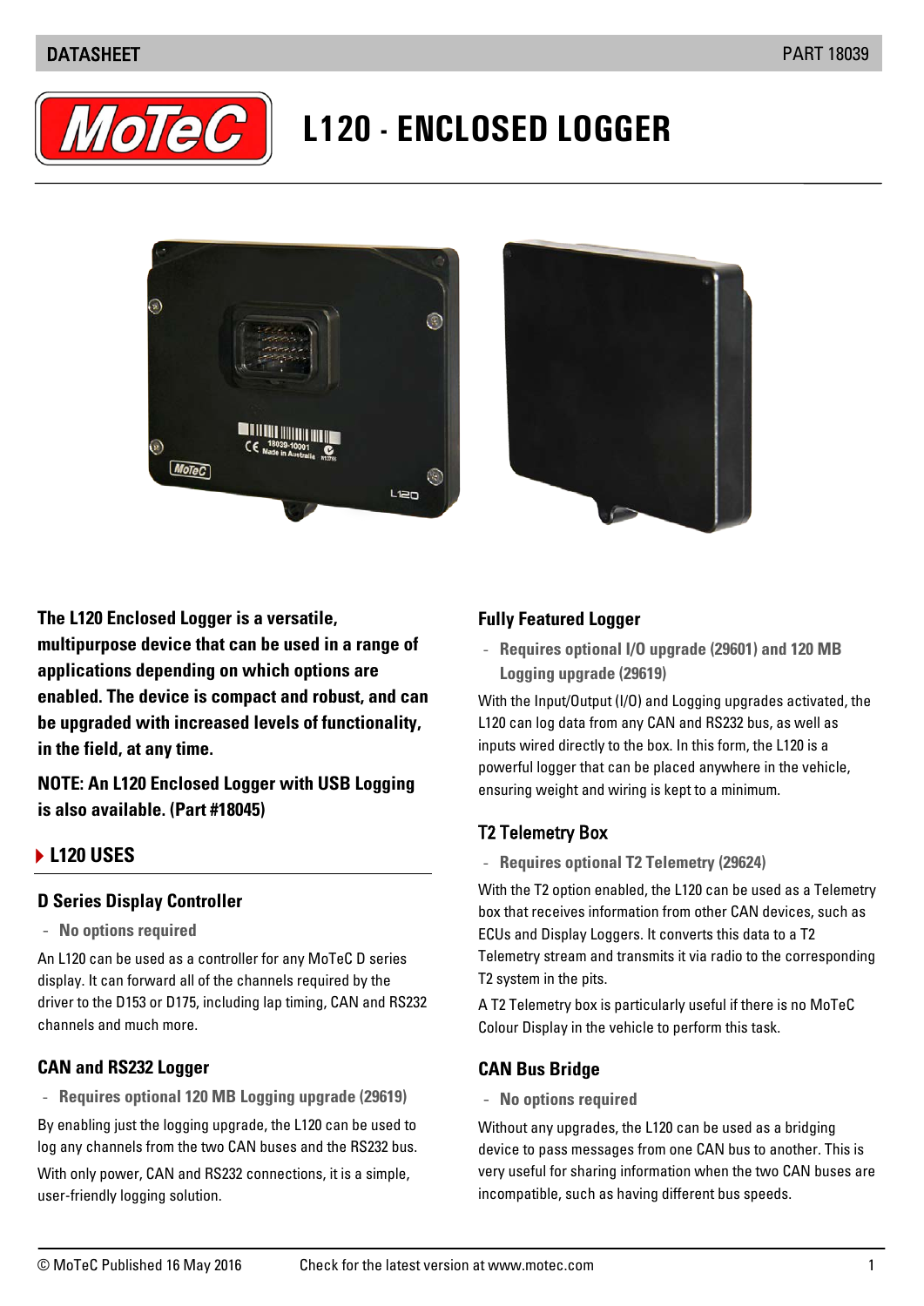# L120 - ENCLOSED LOGGER

**The L120 Enclosed Logger is a versatile, multipurpose device that can be used in a range of applications depending on which options are enabled. The device is compact and robust, and can be upgraded with increased levels of functionality, in the field, at any time.**

**NOTE: An L120 Enclosed Logger with USB Logging is also available. (Part #18045)**

## L120 USES

### D Series Display Controller

- **No options required**

An L120 can be used as a controller for any MoTeC D series display. It can forward all of the channels required by the driver to the D153 or D175, including lap timing, CAN and RS232 channels and much more.

### CAN and RS232 Logger

- **Requires optional 120 MB Logging upgrade (29619)**

By enabling just the logging upgrade, the L120 can be used to log any channels from the two CAN buses and the RS232 bus.

With only power, CAN and RS232 connections, it is a simple, user-friendly logging solution.

### Fully Featured Logger

- **Requires optional I/O upgrade (29601) and 120 MB Logging upgrade (29619)**

With the Input/Output (I/O) and Logging upgrades activated, the L120 can log data from any CAN and RS232 bus, as well as inputs wired directly to the box. In this form, the L120 is a powerful logger that can be placed anywhere in the vehicle, ensuring weight and wiring is kept to a minimum.

### T2 Telemetry Box

- **Requires optional T2 Telemetry (29624)**

With the T2 option enabled, the L120 can be used as a Telemetry box that receives information from other CAN devices, such as ECUs and Display Loggers. It converts this data to a T2 Telemetry stream and transmits it via radio to the corresponding T2 system in the pits.

A T2 Telemetry box is particularly useful if there is no MoTeC Colour Display in the vehicle to perform this task.

### CAN Bus Bridge

- **No options required**

Without any upgrades, the L120 can be used as a bridging device to pass messages from one CAN bus to another. This is very useful for sharing information when the two CAN buses are incompatible, such as having different bus speeds.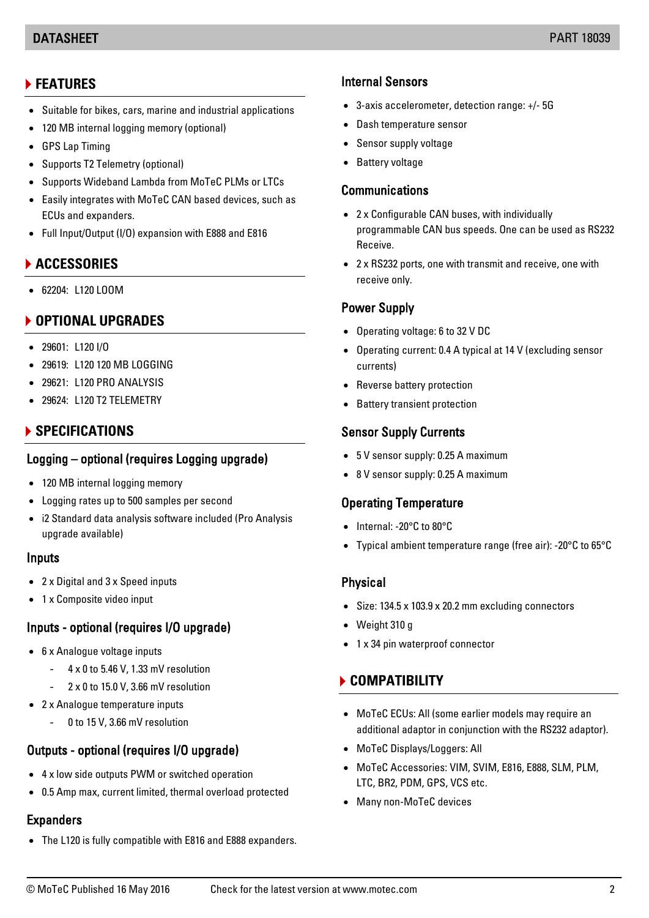## FEATURES

- Suitable for bikes, cars, marine and industrial applications
- 120 MB internal logging memory (optional)
- GPS Lap Timing
- Supports T2 Telemetry (optional)
- Supports Wideband Lambda from MoTeC PLMs or LTCs
- Easily integrates with MoTeC CAN based devices, such as ECUs and expanders.
- Full Input/Output (I/O) expansion with E888 and E816

## ACCESSORIES

- 62204: L120 LOOM

## OPTIONAL UPGRADES

- 29601: L120 I/O
- 29619: L120 120 MB LOGGING
- 29621: L120 PRO ANALYSIS
- 29624: L120 T2 TELEMETRY

## SPECIFICATIONS

### Logging – optional (requires Logging upgrade)

- 120 MB internal logging memory
- Logging rates up to 500 samples per second
- i2 Standard data analysis software included (Pro Analysis upgrade available)

### Inputs

- 2 x Digital and 3 x Speed inputs
- 1 x Composite video input

### Inputs - optional (requires I/O upgrade)

- 6 x Analogue voltage inputs
  - 4 x 0 to 5.46 V, 1.33 mV resolution
  - 2 x 0 to 15.0 V, 3.66 mV resolution
- 2 x Analogue temperature inputs
  - 0 to 15 V, 3.66 mV resolution

### Outputs - optional (requires I/O upgrade)

- 4 x low side outputs PWM or switched operation
- 0.5 Amp max, current limited, thermal overload protected

### Expanders

- The L120 is fully compatible with E816 and E888 expanders.

### Internal Sensors

- 3-axis accelerometer, detection range: +/- 5G
- Dash temperature sensor
- Sensor supply voltage
- Battery voltage

### Communications

- 2 x Configurable CAN buses, with individually programmable CAN bus speeds. One can be used as RS232 Receive.
- 2 x RS232 ports, one with transmit and receive, one with receive only.

### Power Supply

- Operating voltage: 6 to 32 V DC
- Operating current: 0.4 A typical at 14 V (excluding sensor currents)
- Reverse battery protection
- Battery transient protection

### Sensor Supply Currents

- 5 V sensor supply: 0.25 A maximum
- 8 V sensor supply: 0.25 A maximum

### Operating Temperature

- Internal: -20°C to 80°C
- Typical ambient temperature range (free air): -20°C to 65°C

### Physical

- Size: 134.5 x 103.9 x 20.2 mm excluding connectors
- Weight 310 g
- 1 x 34 pin waterproof connector

## COMPATIBILITY

- MoTeC ECUs: All (some earlier models may require an additional adaptor in conjunction with the RS232 adaptor).
- MoTeC Displays/Loggers: All
- MoTeC Accessories: VIM, SVIM, E816, E888, SLM, PLM, LTC, BR2, PDM, GPS, VCS etc.
- Many non-MoTeC devices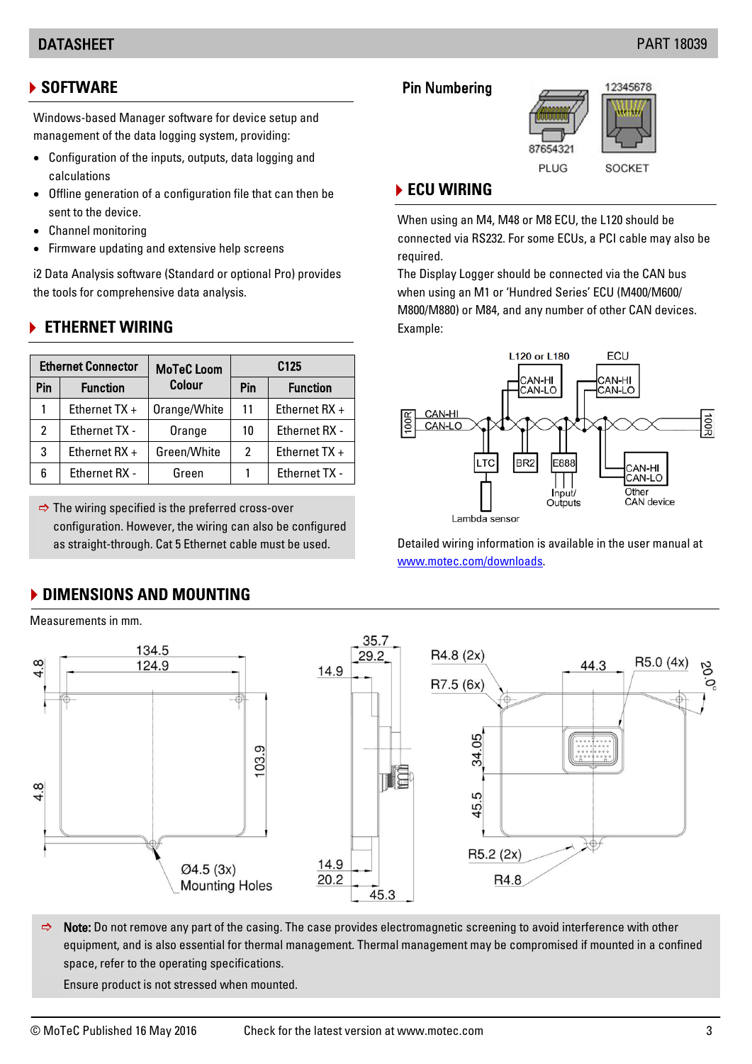## SOFTWARE

Windows-based Manager software for device setup and management of the data logging system, providing:

- Configuration of the inputs, outputs, data logging and calculations
- Offline generation of a configuration file that can then be sent to the device.
- Channel monitoring
- Firmware updating and extensive help screens

i2 Data Analysis software (Standard or optional Pro) provides the tools for comprehensive data analysis.

## ETHERNET WIRING

| Ethernet Connector | | MoTeC Loom Colour | C125 | |
|---|---|---|---|---|
| Pin | Function | | Pin | Function |
| 1 | Ethernet TX + | Orange/White | 11 | Ethernet RX + |
| 2 | Ethernet TX - | Orange | 10 | Ethernet RX - |
| 3 | Ethernet RX + | Green/White | 2 | Ethernet TX + |
| 6 | Ethernet RX - | Green | 1 | Ethernet TX - |

⇨ The wiring specified is the preferred cross-over configuration. However, the wiring can also be configured as straight-through. Cat 5 Ethernet cable must be used.

### Pin Numbering

12345678 — SOCKET

87654321 — PLUG

## ECU WIRING

When using an M4, M48 or M8 ECU, the L120 should be connected via RS232. For some ECUs, a PCI cable may also be required.

The Display Logger should be connected via the CAN bus when using an M1 or 'Hundred Series' ECU (M400/M600/M800/M880) or M84, and any number of other CAN devices.

Example:

L120 or L180 (CAN-HI, CAN-LO) — ECU (CAN-HI, CAN-LO) — 100R — CAN-HI / CAN-LO — 100R — LTC — BR2 — E888 — Input/Outputs — Lambda sensor — CAN-HI / CAN-LO Other CAN device

Detailed wiring information is available in the user manual at www.motec.com/downloads.

## DIMENSIONS AND MOUNTING

Measurements in mm.

134.5, 124.9, 4.8, 4.8, 103.9, Ø4.5 (3x) Mounting Holes, 35.7, 29.2, 14.9, 14.9, 20.2, 45.3, R4.8 (2x), R7.5 (6x), 44.3, R5.0 (4x), 20.0°, 34.05, 45.5, R5.2 (2x), R4.8

⇨ **Note:** Do not remove any part of the casing. The case provides electromagnetic screening to avoid interference with other equipment, and is also essential for thermal management. Thermal management may be compromised if mounted in a confined space, refer to the operating specifications.

Ensure product is not stressed when mounted.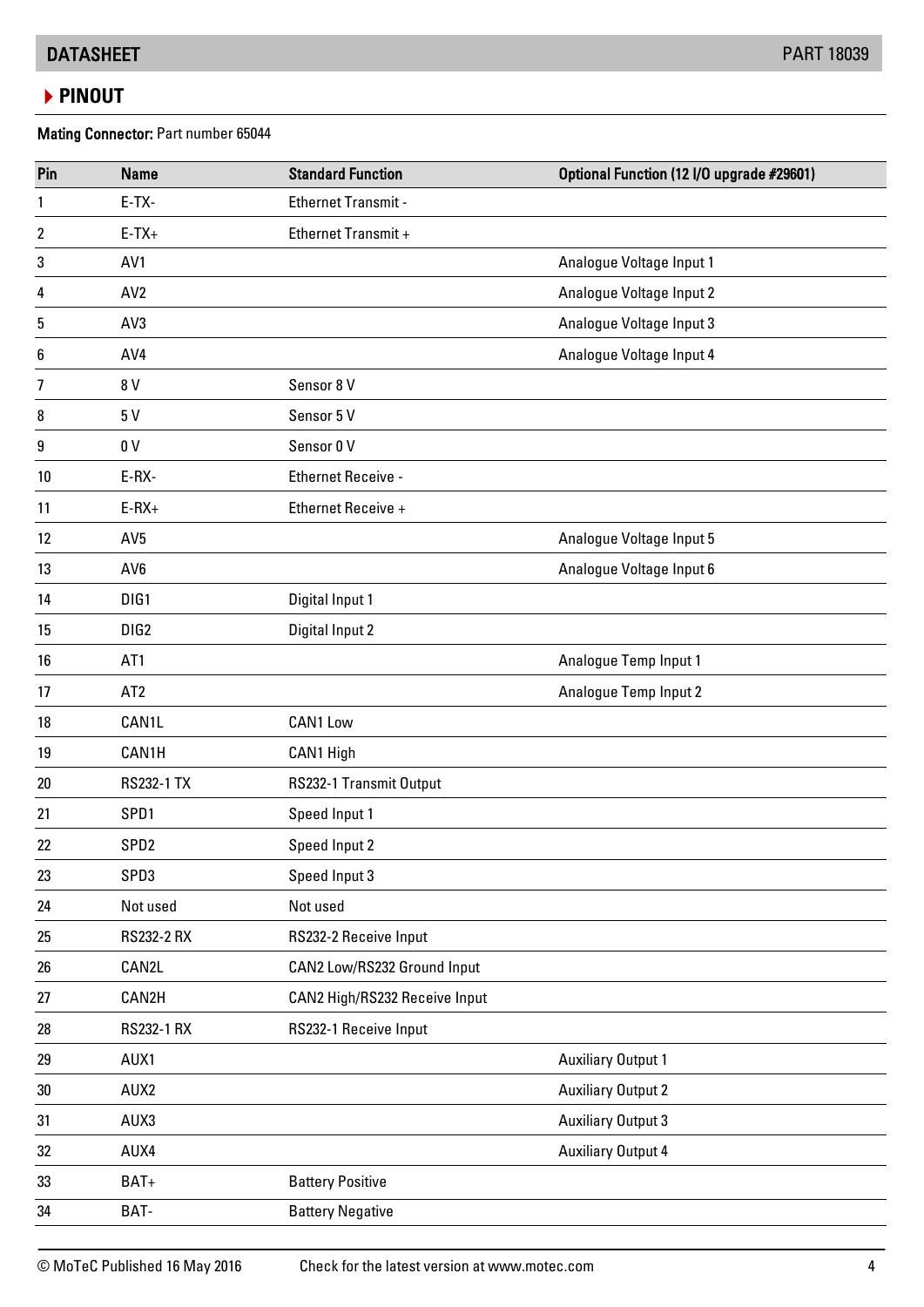## PINOUT

**Mating Connector:** Part number 65044

| Pin | Name | Standard Function | Optional Function (12 I/O upgrade #29601) |
|---|---|---|---|
| 1 | E-TX- | Ethernet Transmit - | |
| 2 | E-TX+ | Ethernet Transmit + | |
| 3 | AV1 | | Analogue Voltage Input 1 |
| 4 | AV2 | | Analogue Voltage Input 2 |
| 5 | AV3 | | Analogue Voltage Input 3 |
| 6 | AV4 | | Analogue Voltage Input 4 |
| 7 | 8 V | Sensor 8 V | |
| 8 | 5 V | Sensor 5 V | |
| 9 | 0 V | Sensor 0 V | |
| 10 | E-RX- | Ethernet Receive - | |
| 11 | E-RX+ | Ethernet Receive + | |
| 12 | AV5 | | Analogue Voltage Input 5 |
| 13 | AV6 | | Analogue Voltage Input 6 |
| 14 | DIG1 | Digital Input 1 | |
| 15 | DIG2 | Digital Input 2 | |
| 16 | AT1 | | Analogue Temp Input 1 |
| 17 | AT2 | | Analogue Temp Input 2 |
| 18 | CAN1L | CAN1 Low | |
| 19 | CAN1H | CAN1 High | |
| 20 | RS232-1 TX | RS232-1 Transmit Output | |
| 21 | SPD1 | Speed Input 1 | |
| 22 | SPD2 | Speed Input 2 | |
| 23 | SPD3 | Speed Input 3 | |
| 24 | Not used | Not used | |
| 25 | RS232-2 RX | RS232-2 Receive Input | |
| 26 | CAN2L | CAN2 Low/RS232 Ground Input | |
| 27 | CAN2H | CAN2 High/RS232 Receive Input | |
| 28 | RS232-1 RX | RS232-1 Receive Input | |
| 29 | AUX1 | | Auxiliary Output 1 |
| 30 | AUX2 | | Auxiliary Output 2 |
| 31 | AUX3 | | Auxiliary Output 3 |
| 32 | AUX4 | | Auxiliary Output 4 |
| 33 | BAT+ | Battery Positive | |
| 34 | BAT- | Battery Negative | |